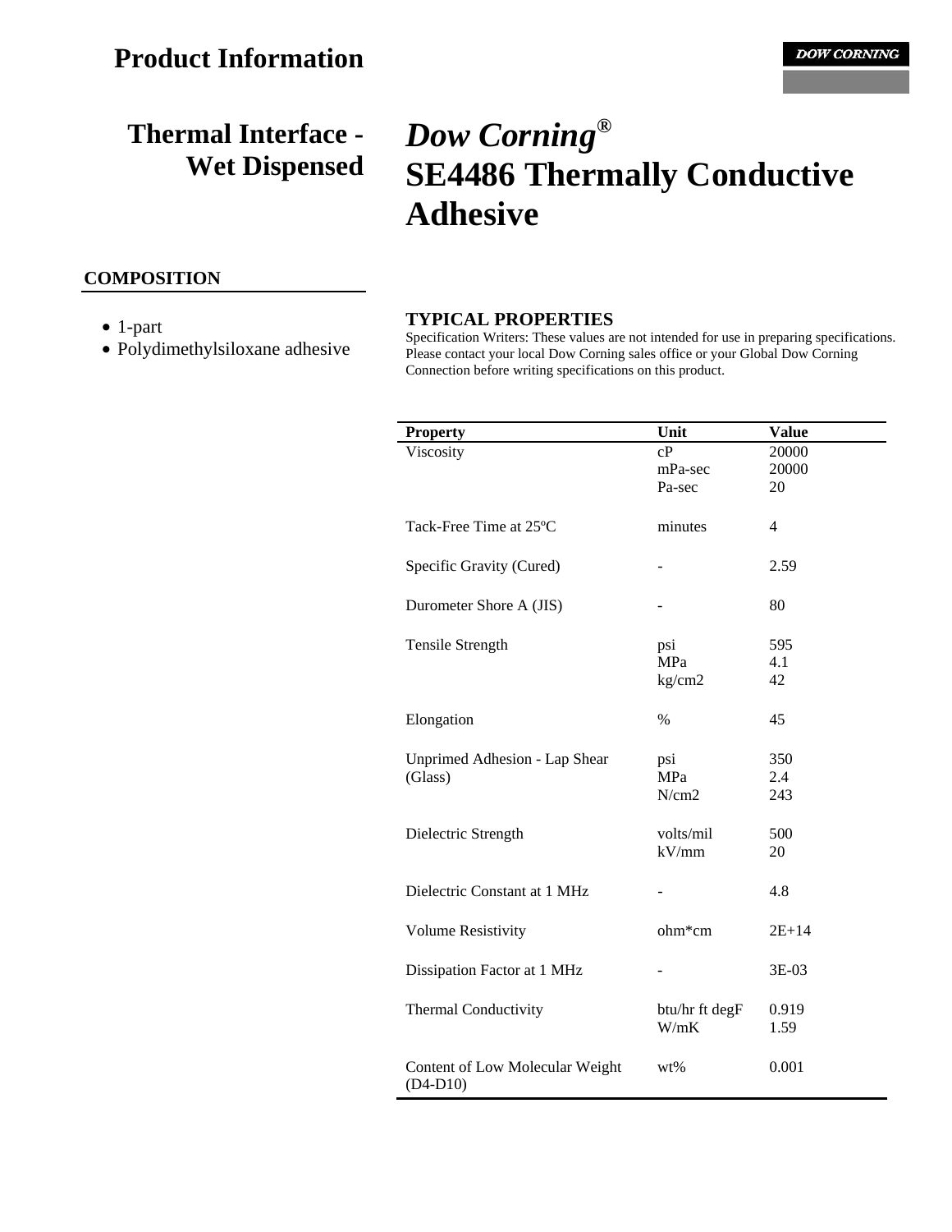# Product Information

DOW CORNING

## Thermal Interface - Wet Dispensed

# *Dow Corning®* SE4486 Thermally Conductive Adhesive

### COMPOSITION

- 1-part
- Polydimethylsiloxane adhesive

### TYPICAL PROPERTIES

Specification Writers: These values are not intended for use in preparing specifications. Please contact your local Dow Corning sales office or your Global Dow Corning Connection before writing specifications on this product.

| Property | Unit | Value |
|---|---|---|
| Viscosity | cP | 20000 |
| | mPa-sec | 20000 |
| | Pa-sec | 20 |
| Tack-Free Time at 25ºC | minutes | 4 |
| Specific Gravity (Cured) | - | 2.59 |
| Durometer Shore A (JIS) | - | 80 |
| Tensile Strength | psi | 595 |
| | MPa | 4.1 |
| | kg/cm2 | 42 |
| Elongation | % | 45 |
| Unprimed Adhesion - Lap Shear (Glass) | psi | 350 |
| | MPa | 2.4 |
| | N/cm2 | 243 |
| Dielectric Strength | volts/mil | 500 |
| | kV/mm | 20 |
| Dielectric Constant at 1 MHz | - | 4.8 |
| Volume Resistivity | ohm*cm | 2E+14 |
| Dissipation Factor at 1 MHz | - | 3E-03 |
| Thermal Conductivity | btu/hr ft degF | 0.919 |
| | W/mK | 1.59 |
| Content of Low Molecular Weight (D4-D10) | wt% | 0.001 |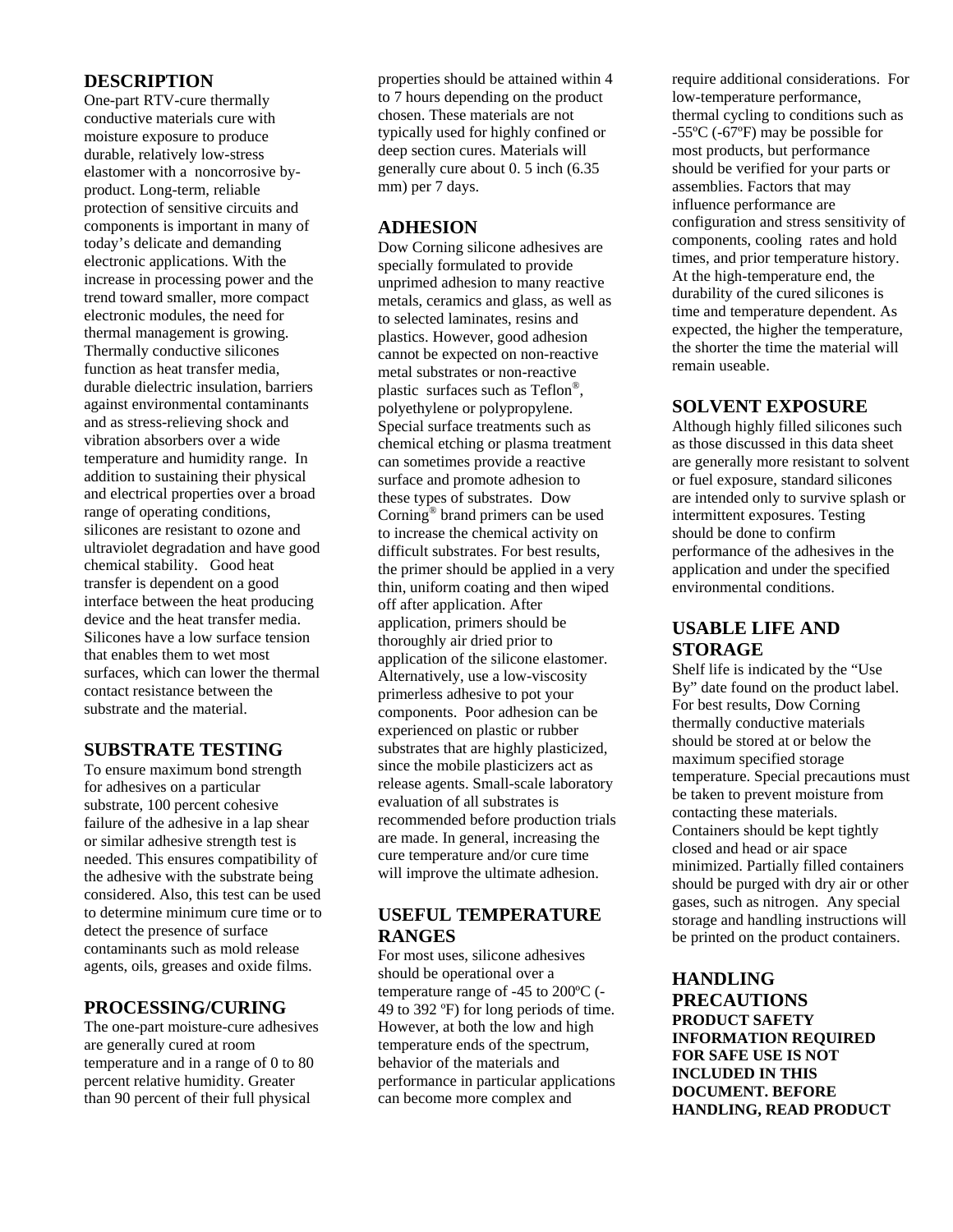## DESCRIPTION

One-part RTV-cure thermally conductive materials cure with moisture exposure to produce durable, relatively low-stress elastomer with a noncorrosive by-product. Long-term, reliable protection of sensitive circuits and components is important in many of today's delicate and demanding electronic applications. With the increase in processing power and the trend toward smaller, more compact electronic modules, the need for thermal management is growing. Thermally conductive silicones function as heat transfer media, durable dielectric insulation, barriers against environmental contaminants and as stress-relieving shock and vibration absorbers over a wide temperature and humidity range. In addition to sustaining their physical and electrical properties over a broad range of operating conditions, silicones are resistant to ozone and ultraviolet degradation and have good chemical stability. Good heat transfer is dependent on a good interface between the heat producing device and the heat transfer media. Silicones have a low surface tension that enables them to wet most surfaces, which can lower the thermal contact resistance between the substrate and the material.

## SUBSTRATE TESTING

To ensure maximum bond strength for adhesives on a particular substrate, 100 percent cohesive failure of the adhesive in a lap shear or similar adhesive strength test is needed. This ensures compatibility of the adhesive with the substrate being considered. Also, this test can be used to determine minimum cure time or to detect the presence of surface contaminants such as mold release agents, oils, greases and oxide films.

## PROCESSING/CURING

The one-part moisture-cure adhesives are generally cured at room temperature and in a range of 0 to 80 percent relative humidity. Greater than 90 percent of their full physical properties should be attained within 4 to 7 hours depending on the product chosen. These materials are not typically used for highly confined or deep section cures. Materials will generally cure about 0. 5 inch (6.35 mm) per 7 days.

## ADHESION

Dow Corning silicone adhesives are specially formulated to provide unprimed adhesion to many reactive metals, ceramics and glass, as well as to selected laminates, resins and plastics. However, good adhesion cannot be expected on non-reactive metal substrates or non-reactive plastic surfaces such as Teflon®, polyethylene or polypropylene. Special surface treatments such as chemical etching or plasma treatment can sometimes provide a reactive surface and promote adhesion to these types of substrates. Dow Corning® brand primers can be used to increase the chemical activity on difficult substrates. For best results, the primer should be applied in a very thin, uniform coating and then wiped off after application. After application, primers should be thoroughly air dried prior to application of the silicone elastomer. Alternatively, use a low-viscosity primerless adhesive to pot your components. Poor adhesion can be experienced on plastic or rubber substrates that are highly plasticized, since the mobile plasticizers act as release agents. Small-scale laboratory evaluation of all substrates is recommended before production trials are made. In general, increasing the cure temperature and/or cure time will improve the ultimate adhesion.

## USEFUL TEMPERATURE RANGES

For most uses, silicone adhesives should be operational over a temperature range of -45 to 200ºC (-49 to 392 ºF) for long periods of time. However, at both the low and high temperature ends of the spectrum, behavior of the materials and performance in particular applications can become more complex and require additional considerations. For low-temperature performance, thermal cycling to conditions such as -55ºC (-67ºF) may be possible for most products, but performance should be verified for your parts or assemblies. Factors that may influence performance are configuration and stress sensitivity of components, cooling rates and hold times, and prior temperature history. At the high-temperature end, the durability of the cured silicones is time and temperature dependent. As expected, the higher the temperature, the shorter the time the material will remain useable.

## SOLVENT EXPOSURE

Although highly filled silicones such as those discussed in this data sheet are generally more resistant to solvent or fuel exposure, standard silicones are intended only to survive splash or intermittent exposures. Testing should be done to confirm performance of the adhesives in the application and under the specified environmental conditions.

## USABLE LIFE AND STORAGE

Shelf life is indicated by the "Use By" date found on the product label. For best results, Dow Corning thermally conductive materials should be stored at or below the maximum specified storage temperature. Special precautions must be taken to prevent moisture from contacting these materials. Containers should be kept tightly closed and head or air space minimized. Partially filled containers should be purged with dry air or other gases, such as nitrogen. Any special storage and handling instructions will be printed on the product containers.

## HANDLING PRECAUTIONS

**PRODUCT SAFETY INFORMATION REQUIRED FOR SAFE USE IS NOT INCLUDED IN THIS DOCUMENT. BEFORE HANDLING, READ PRODUCT**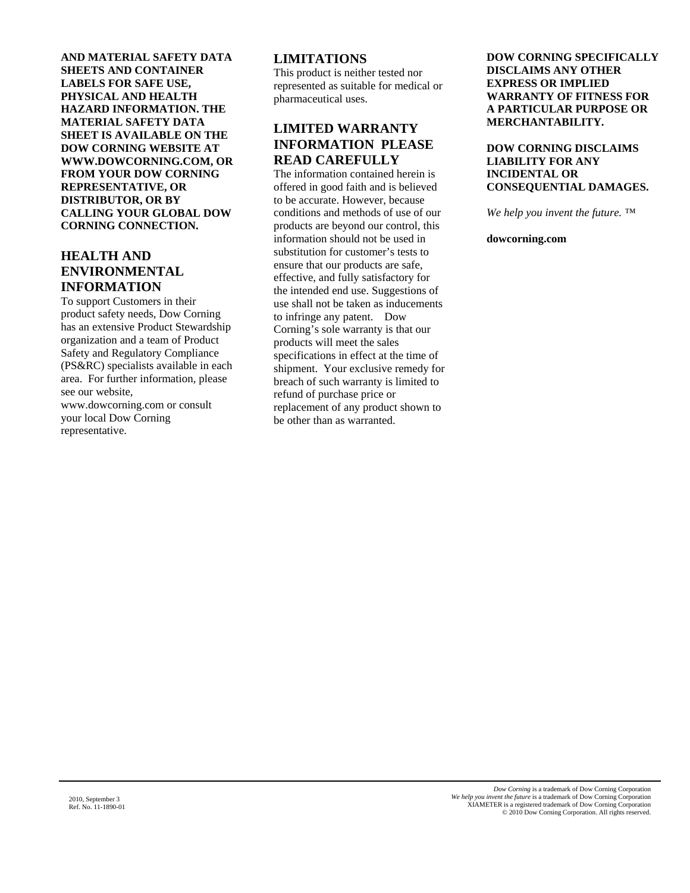**AND MATERIAL SAFETY DATA SHEETS AND CONTAINER LABELS FOR SAFE USE, PHYSICAL AND HEALTH HAZARD INFORMATION. THE MATERIAL SAFETY DATA SHEET IS AVAILABLE ON THE DOW CORNING WEBSITE AT WWW.DOWCORNING.COM, OR FROM YOUR DOW CORNING REPRESENTATIVE, OR DISTRIBUTOR, OR BY CALLING YOUR GLOBAL DOW CORNING CONNECTION.**

## HEALTH AND ENVIRONMENTAL INFORMATION

To support Customers in their product safety needs, Dow Corning has an extensive Product Stewardship organization and a team of Product Safety and Regulatory Compliance (PS&RC) specialists available in each area. For further information, please see our website, www.dowcorning.com or consult your local Dow Corning representative.

## LIMITATIONS

This product is neither tested nor represented as suitable for medical or pharmaceutical uses.

## LIMITED WARRANTY INFORMATION PLEASE READ CAREFULLY

The information contained herein is offered in good faith and is believed to be accurate. However, because conditions and methods of use of our products are beyond our control, this information should not be used in substitution for customer's tests to ensure that our products are safe, effective, and fully satisfactory for the intended end use. Suggestions of use shall not be taken as inducements to infringe any patent. Dow Corning's sole warranty is that our products will meet the sales specifications in effect at the time of shipment. Your exclusive remedy for breach of such warranty is limited to refund of purchase price or replacement of any product shown to be other than as warranted.

**DOW CORNING SPECIFICALLY DISCLAIMS ANY OTHER EXPRESS OR IMPLIED WARRANTY OF FITNESS FOR A PARTICULAR PURPOSE OR MERCHANTABILITY.**

**DOW CORNING DISCLAIMS LIABILITY FOR ANY INCIDENTAL OR CONSEQUENTIAL DAMAGES.**

*We help you invent the future.* ™

**dowcorning.com**

2010, September 3
Ref. No. 11-1890-01

*Dow Corning* is a trademark of Dow Corning Corporation
*We help you invent the future* is a trademark of Dow Corning Corporation
XIAMETER is a registered trademark of Dow Corning Corporation
© 2010 Dow Corning Corporation. All rights reserved.